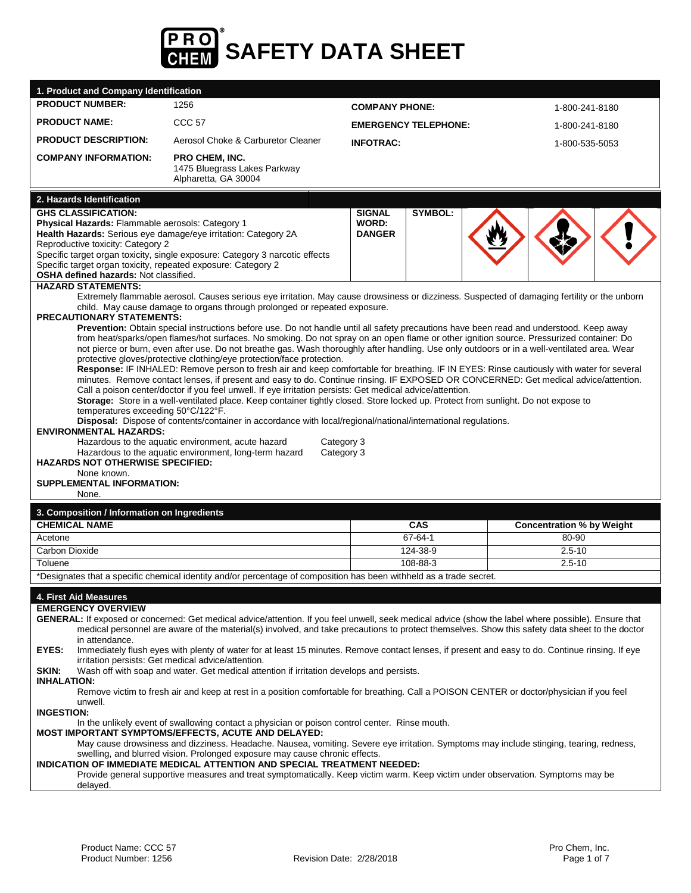# PRO CHEM® SAFETY DATA SHEET

## 1. Product and Company Identification

| | | | |
|---|---|---|---|
| **PRODUCT NUMBER:** | 1256 | **COMPANY PHONE:** | 1-800-241-8180 |
| **PRODUCT NAME:** | CCC 57 | **EMERGENCY TELEPHONE:** | 1-800-241-8180 |
| **PRODUCT DESCRIPTION:** | Aerosol Choke & Carburetor Cleaner | **INFOTRAC:** | 1-800-535-5053 |
| **COMPANY INFORMATION:** | **PRO CHEM, INC.** 1475 Bluegrass Lakes Parkway Alpharetta, GA 30004 | | |

## 2. Hazards Identification

**GHS CLASSIFICATION:**
**Physical Hazards:** Flammable aerosols: Category 1
**Health Hazards:** Serious eye damage/eye irritation: Category 2A
Reproductive toxicity: Category 2
Specific target organ toxicity, single exposure: Category 3 narcotic effects
Specific target organ toxicity, repeated exposure: Category 2
**OSHA defined hazards:** Not classified.

**SIGNAL WORD: DANGER**

**SYMBOL:**

**HAZARD STATEMENTS:**

Extremely flammable aerosol. Causes serious eye irritation. May cause drowsiness or dizziness. Suspected of damaging fertility or the unborn child. May cause damage to organs through prolonged or repeated exposure.

**PRECAUTIONARY STATEMENTS:**

**Prevention:** Obtain special instructions before use. Do not handle until all safety precautions have been read and understood. Keep away from heat/sparks/open flames/hot surfaces. No smoking. Do not spray on an open flame or other ignition source. Pressurized container: Do not pierce or burn, even after use. Do not breathe gas. Wash thoroughly after handling. Use only outdoors or in a well-ventilated area. Wear protective gloves/protective clothing/eye protection/face protection.

**Response:** IF INHALED: Remove person to fresh air and keep comfortable for breathing. IF IN EYES: Rinse cautiously with water for several minutes. Remove contact lenses, if present and easy to do. Continue rinsing. IF EXPOSED OR CONCERNED: Get medical advice/attention. Call a poison center/doctor if you feel unwell. If eye irritation persists: Get medical advice/attention.

**Storage:** Store in a well-ventilated place. Keep container tightly closed. Store locked up. Protect from sunlight. Do not expose to temperatures exceeding 50°C/122°F.

**Disposal:** Dispose of contents/container in accordance with local/regional/national/international regulations.

**ENVIRONMENTAL HAZARDS:**

| | |
|---|---|
| Hazardous to the aquatic environment, acute hazard | Category 3 |
| Hazardous to the aquatic environment, long-term hazard | Category 3 |

**HAZARDS NOT OTHERWISE SPECIFIED:**

None known.

**SUPPLEMENTAL INFORMATION:**

None.

## 3. Composition / Information on Ingredients

| CHEMICAL NAME | CAS | Concentration % by Weight |
|---|---|---|
| Acetone | 67-64-1 | 80-90 |
| Carbon Dioxide | 124-38-9 | 2.5-10 |
| Toluene | 108-88-3 | 2.5-10 |

*Designates that a specific chemical identity and/or percentage of composition has been withheld as a trade secret.

## 4. First Aid Measures

**EMERGENCY OVERVIEW**

**GENERAL:** If exposed or concerned: Get medical advice/attention. If you feel unwell, seek medical advice (show the label where possible). Ensure that medical personnel are aware of the material(s) involved, and take precautions to protect themselves. Show this safety data sheet to the doctor in attendance.

**EYES:** Immediately flush eyes with plenty of water for at least 15 minutes. Remove contact lenses, if present and easy to do. Continue rinsing. If eye irritation persists: Get medical advice/attention.

**SKIN:** Wash off with soap and water. Get medical attention if irritation develops and persists.

**INHALATION:**

Remove victim to fresh air and keep at rest in a position comfortable for breathing. Call a POISON CENTER or doctor/physician if you feel unwell.

**INGESTION:**

In the unlikely event of swallowing contact a physician or poison control center. Rinse mouth.

**MOST IMPORTANT SYMPTOMS/EFFECTS, ACUTE AND DELAYED:**

May cause drowsiness and dizziness. Headache. Nausea, vomiting. Severe eye irritation. Symptoms may include stinging, tearing, redness, swelling, and blurred vision. Prolonged exposure may cause chronic effects.

**INDICATION OF IMMEDIATE MEDICAL ATTENTION AND SPECIAL TREATMENT NEEDED:**

Provide general supportive measures and treat symptomatically. Keep victim warm. Keep victim under observation. Symptoms may be delayed.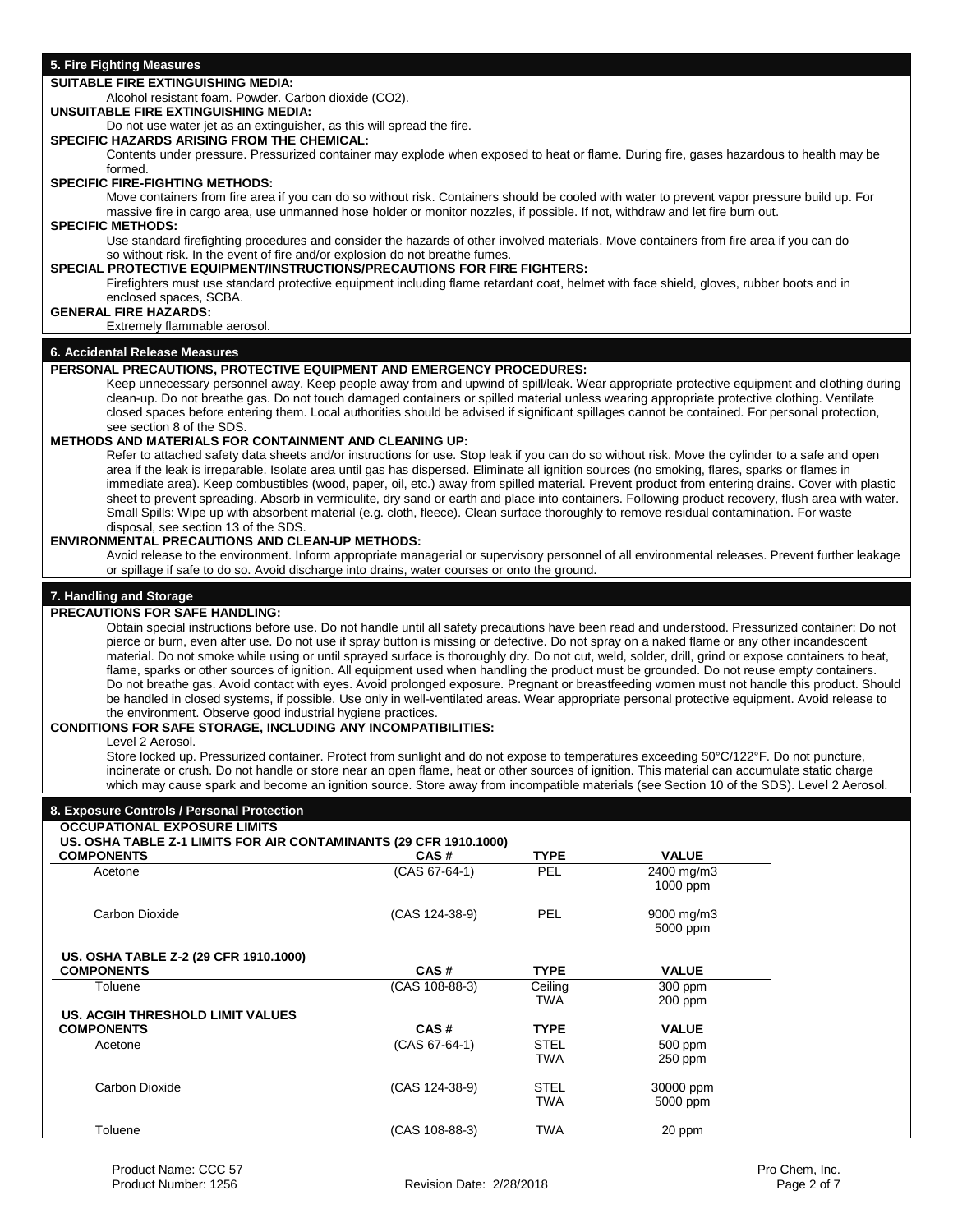## 5. Fire Fighting Measures

**SUITABLE FIRE EXTINGUISHING MEDIA:**

Alcohol resistant foam. Powder. Carbon dioxide ($CO_2$).

**UNSUITABLE FIRE EXTINGUISHING MEDIA:**

Do not use water jet as an extinguisher, as this will spread the fire.

**SPECIFIC HAZARDS ARISING FROM THE CHEMICAL:**

Contents under pressure. Pressurized container may explode when exposed to heat or flame. During fire, gases hazardous to health may be formed.

**SPECIFIC FIRE-FIGHTING METHODS:**

Move containers from fire area if you can do so without risk. Containers should be cooled with water to prevent vapor pressure build up. For massive fire in cargo area, use unmanned hose holder or monitor nozzles, if possible. If not, withdraw and let fire burn out.

**SPECIFIC METHODS:**

Use standard firefighting procedures and consider the hazards of other involved materials. Move containers from fire area if you can do so without risk. In the event of fire and/or explosion do not breathe fumes.

**SPECIAL PROTECTIVE EQUIPMENT/INSTRUCTIONS/PRECAUTIONS FOR FIRE FIGHTERS:**

Firefighters must use standard protective equipment including flame retardant coat, helmet with face shield, gloves, rubber boots and in enclosed spaces, SCBA.

**GENERAL FIRE HAZARDS:**

Extremely flammable aerosol.

## 6. Accidental Release Measures

**PERSONAL PRECAUTIONS, PROTECTIVE EQUIPMENT AND EMERGENCY PROCEDURES:**

Keep unnecessary personnel away. Keep people away from and upwind of spill/leak. Wear appropriate protective equipment and clothing during clean-up. Do not breathe gas. Do not touch damaged containers or spilled material unless wearing appropriate protective clothing. Ventilate closed spaces before entering them. Local authorities should be advised if significant spillages cannot be contained. For personal protection, see section 8 of the SDS.

**METHODS AND MATERIALS FOR CONTAINMENT AND CLEANING UP:**

Refer to attached safety data sheets and/or instructions for use. Stop leak if you can do so without risk. Move the cylinder to a safe and open area if the leak is irreparable. Isolate area until gas has dispersed. Eliminate all ignition sources (no smoking, flares, sparks or flames in immediate area). Keep combustibles (wood, paper, oil, etc.) away from spilled material. Prevent product from entering drains. Cover with plastic sheet to prevent spreading. Absorb in vermiculite, dry sand or earth and place into containers. Following product recovery, flush area with water. Small Spills: Wipe up with absorbent material (e.g. cloth, fleece). Clean surface thoroughly to remove residual contamination. For waste disposal, see section 13 of the SDS.

**ENVIRONMENTAL PRECAUTIONS AND CLEAN-UP METHODS:**

Avoid release to the environment. Inform appropriate managerial or supervisory personnel of all environmental releases. Prevent further leakage or spillage if safe to do so. Avoid discharge into drains, water courses or onto the ground.

## 7. Handling and Storage

**PRECAUTIONS FOR SAFE HANDLING:**

Obtain special instructions before use. Do not handle until all safety precautions have been read and understood. Pressurized container: Do not pierce or burn, even after use. Do not use if spray button is missing or defective. Do not spray on a naked flame or any other incandescent material. Do not smoke while using or until sprayed surface is thoroughly dry. Do not cut, weld, solder, drill, grind or expose containers to heat, flame, sparks or other sources of ignition. All equipment used when handling the product must be grounded. Do not reuse empty containers. Do not breathe gas. Avoid contact with eyes. Avoid prolonged exposure. Pregnant or breastfeeding women must not handle this product. Should be handled in closed systems, if possible. Use only in well-ventilated areas. Wear appropriate personal protective equipment. Avoid release to the environment. Observe good industrial hygiene practices.

**CONDITIONS FOR SAFE STORAGE, INCLUDING ANY INCOMPATIBILITIES:**

Level 2 Aerosol.

Store locked up. Pressurized container. Protect from sunlight and do not expose to temperatures exceeding 50°C/122°F. Do not puncture, incinerate or crush. Do not handle or store near an open flame, heat or other sources of ignition. This material can accumulate static charge which may cause spark and become an ignition source. Store away from incompatible materials (see Section 10 of the SDS). Level 2 Aerosol.

## 8. Exposure Controls / Personal Protection

**OCCUPATIONAL EXPOSURE LIMITS**

**US. OSHA TABLE Z-1 LIMITS FOR AIR CONTAMINANTS (29 CFR 1910.1000)**

| COMPONENTS | CAS # | TYPE | VALUE |
|---|---|---|---|
| Acetone | (CAS 67-64-1) | PEL | 2400 mg/m3<br>1000 ppm |
| Carbon Dioxide | (CAS 124-38-9) | PEL | 9000 mg/m3<br>5000 ppm |

**US. OSHA TABLE Z-2 (29 CFR 1910.1000)**

| COMPONENTS | CAS # | TYPE | VALUE |
|---|---|---|---|
| Toluene | (CAS 108-88-3) | Ceiling | 300 ppm |
| | | TWA | 200 ppm |

**US. ACGIH THRESHOLD LIMIT VALUES**

| COMPONENTS | CAS # | TYPE | VALUE |
|---|---|---|---|
| Acetone | (CAS 67-64-1) | STEL | 500 ppm |
| | | TWA | 250 ppm |
| Carbon Dioxide | (CAS 124-38-9) | STEL | 30000 ppm |
| | | TWA | 5000 ppm |
| Toluene | (CAS 108-88-3) | TWA | 20 ppm |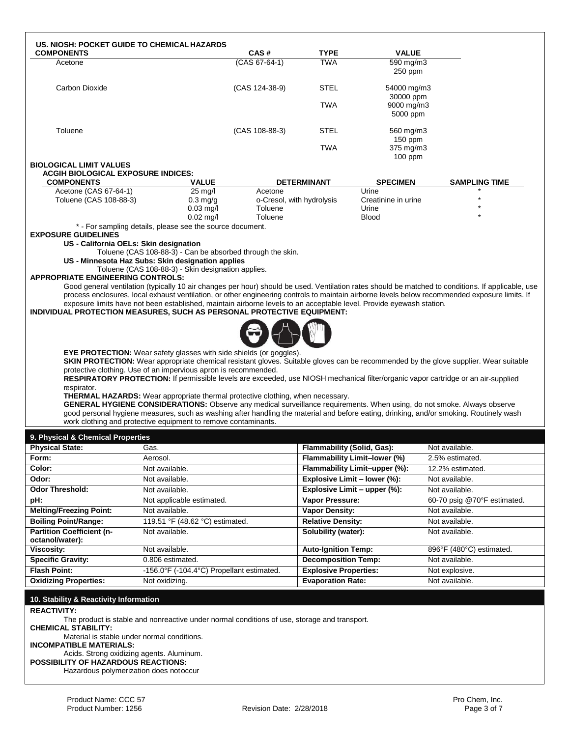**US. NIOSH: POCKET GUIDE TO CHEMICAL HAZARDS**

| COMPONENTS | CAS # | TYPE | VALUE |
|---|---|---|---|
| Acetone | (CAS 67-64-1) | TWA | 590 mg/m3<br>250 ppm |
| Carbon Dioxide | (CAS 124-38-9) | STEL | 54000 mg/m3<br>30000 ppm |
| | | TWA | 9000 mg/m3<br>5000 ppm |
| Toluene | (CAS 108-88-3) | STEL | 560 mg/m3<br>150 ppm |
| | | TWA | 375 mg/m3<br>100 ppm |

**BIOLOGICAL LIMIT VALUES**

**ACGIH BIOLOGICAL EXPOSURE INDICES:**

| COMPONENTS | VALUE | DETERMINANT | SPECIMEN | SAMPLING TIME |
|---|---|---|---|---|
| Acetone (CAS 67-64-1) | 25 mg/l | Acetone | Urine | * |
| Toluene (CAS 108-88-3) | 0.3 mg/g | o-Cresol, with hydrolysis | Creatinine in urine | * |
| | 0.03 mg/l | Toluene | Urine | * |
| | 0.02 mg/l | Toluene | Blood | * |

\* - For sampling details, please see the source document.

**EXPOSURE GUIDELINES**

**US - California OELs: Skin designation**

Toluene (CAS 108-88-3) - Can be absorbed through the skin.

**US - Minnesota Haz Subs: Skin designation applies**

Toluene (CAS 108-88-3) - Skin designation applies.

**APPROPRIATE ENGINEERING CONTROLS:**

Good general ventilation (typically 10 air changes per hour) should be used. Ventilation rates should be matched to conditions. If applicable, use process enclosures, local exhaust ventilation, or other engineering controls to maintain airborne levels below recommended exposure limits. If exposure limits have not been established, maintain airborne levels to an acceptable level. Provide eyewash station.

**INDIVIDUAL PROTECTION MEASURES, SUCH AS PERSONAL PROTECTIVE EQUIPMENT:**

**EYE PROTECTION:** Wear safety glasses with side shields (or goggles).

**SKIN PROTECTION:** Wear appropriate chemical resistant gloves. Suitable gloves can be recommended by the glove supplier. Wear suitable protective clothing. Use of an impervious apron is recommended.

**RESPIRATORY PROTECTION:** If permissible levels are exceeded, use NIOSH mechanical filter/organic vapor cartridge or an air-supplied respirator.

**THERMAL HAZARDS:** Wear appropriate thermal protective clothing, when necessary.

**GENERAL HYGIENE CONSIDERATIONS:** Observe any medical surveillance requirements. When using, do not smoke. Always observe good personal hygiene measures, such as washing after handling the material and before eating, drinking, and/or smoking. Routinely wash work clothing and protective equipment to remove contaminants.

## 9. Physical & Chemical Properties

| | | | |
|---|---|---|---|
| **Physical State:** | Gas. | **Flammability (Solid, Gas):** | Not available. |
| **Form:** | Aerosol. | **Flammability Limit–lower (%)** | 2.5% estimated. |
| **Color:** | Not available. | **Flammability Limit–upper (%):** | 12.2% estimated. |
| **Odor:** | Not available. | **Explosive Limit – lower (%):** | Not available. |
| **Odor Threshold:** | Not available. | **Explosive Limit – upper (%):** | Not available. |
| **pH:** | Not applicable estimated. | **Vapor Pressure:** | 60-70 psig @70°F estimated. |
| **Melting/Freezing Point:** | Not available. | **Vapor Density:** | Not available. |
| **Boiling Point/Range:** | 119.51 °F (48.62 °C) estimated. | **Relative Density:** | Not available. |
| **Partition Coefficient (n-octanol/water):** | Not available. | **Solubility (water):** | Not available. |
| **Viscosity:** | Not available. | **Auto-Ignition Temp:** | 896°F (480°C) estimated. |
| **Specific Gravity:** | 0.806 estimated. | **Decomposition Temp:** | Not available. |
| **Flash Point:** | -156.0°F (-104.4°C) Propellant estimated. | **Explosive Properties:** | Not explosive. |
| **Oxidizing Properties:** | Not oxidizing. | **Evaporation Rate:** | Not available. |

## 10. Stability & Reactivity Information

**REACTIVITY:**

The product is stable and nonreactive under normal conditions of use, storage and transport.

**CHEMICAL STABILITY:**

Material is stable under normal conditions.

**INCOMPATIBLE MATERIALS:**

Acids. Strong oxidizing agents. Aluminum.

**POSSIBILITY OF HAZARDOUS REACTIONS:**

Hazardous polymerization does notoccur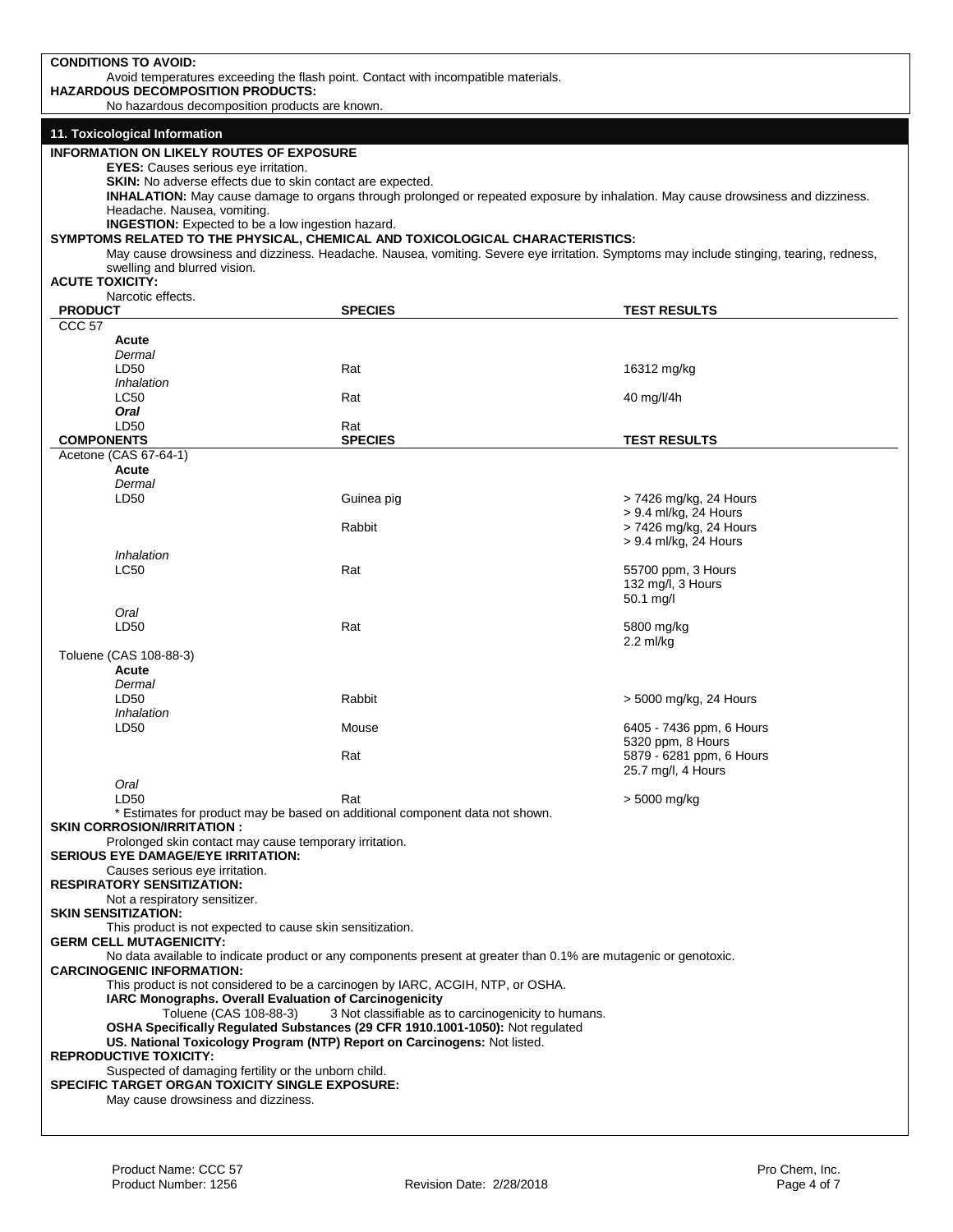**CONDITIONS TO AVOID:**

Avoid temperatures exceeding the flash point. Contact with incompatible materials.

**HAZARDOUS DECOMPOSITION PRODUCTS:**

No hazardous decomposition products are known.

## 11. Toxicological Information

**INFORMATION ON LIKELY ROUTES OF EXPOSURE**

**EYES:** Causes serious eye irritation.

**SKIN:** No adverse effects due to skin contact are expected.

**INHALATION:** May cause damage to organs through prolonged or repeated exposure by inhalation. May cause drowsiness and dizziness. Headache. Nausea, vomiting.

**INGESTION:** Expected to be a low ingestion hazard.

**SYMPTOMS RELATED TO THE PHYSICAL, CHEMICAL AND TOXICOLOGICAL CHARACTERISTICS:**

May cause drowsiness and dizziness. Headache. Nausea, vomiting. Severe eye irritation. Symptoms may include stinging, tearing, redness, swelling and blurred vision.

**ACUTE TOXICITY:**

Narcotic effects.

| PRODUCT | SPECIES | TEST RESULTS |
|---|---|---|
| CCC 57 | | |
| **Acute** | | |
| *Dermal* | | |
| LD50 | Rat | 16312 mg/kg |
| *Inhalation* | | |
| LC50 | Rat | 40 mg/l/4h |
| ***Oral*** | | |
| LD50 | Rat | |
| **COMPONENTS** | **SPECIES** | **TEST RESULTS** |
| Acetone (CAS 67-64-1) | | |
| **Acute** | | |
| *Dermal* | | |
| LD50 | Guinea pig | > 7426 mg/kg, 24 Hours<br>> 9.4 ml/kg, 24 Hours |
| | Rabbit | > 7426 mg/kg, 24 Hours<br>> 9.4 ml/kg, 24 Hours |
| *Inhalation* | | |
| LC50 | Rat | 55700 ppm, 3 Hours<br>132 mg/l, 3 Hours<br>50.1 mg/l |
| *Oral* | | |
| LD50 | Rat | 5800 mg/kg<br>2.2 ml/kg |
| Toluene (CAS 108-88-3) | | |
| **Acute** | | |
| *Dermal* | | |
| LD50 | Rabbit | > 5000 mg/kg, 24 Hours |
| *Inhalation* | | |
| LD50 | Mouse | 6405 - 7436 ppm, 6 Hours<br>5320 ppm, 8 Hours |
| | Rat | 5879 - 6281 ppm, 6 Hours<br>25.7 mg/l, 4 Hours |
| *Oral* | | |
| LD50 | Rat | > 5000 mg/kg |

* Estimates for product may be based on additional component data not shown.

**SKIN CORROSION/IRRITATION :**

Prolonged skin contact may cause temporary irritation.

**SERIOUS EYE DAMAGE/EYE IRRITATION:**

Causes serious eye irritation.

**RESPIRATORY SENSITIZATION:**

Not a respiratory sensitizer.

**SKIN SENSITIZATION:**

This product is not expected to cause skin sensitization.

**GERM CELL MUTAGENICITY:**

No data available to indicate product or any components present at greater than 0.1% are mutagenic or genotoxic.

**CARCINOGENIC INFORMATION:**

This product is not considered to be a carcinogen by IARC, ACGIH, NTP, or OSHA.

**IARC Monographs. Overall Evaluation of Carcinogenicity**

Toluene (CAS 108-88-3) 3 Not classifiable as to carcinogenicity to humans.

**OSHA Specifically Regulated Substances (29 CFR 1910.1001-1050):** Not regulated

**US. National Toxicology Program (NTP) Report on Carcinogens:** Not listed.

**REPRODUCTIVE TOXICITY:**

Suspected of damaging fertility or the unborn child.

**SPECIFIC TARGET ORGAN TOXICITY SINGLE EXPOSURE:**

May cause drowsiness and dizziness.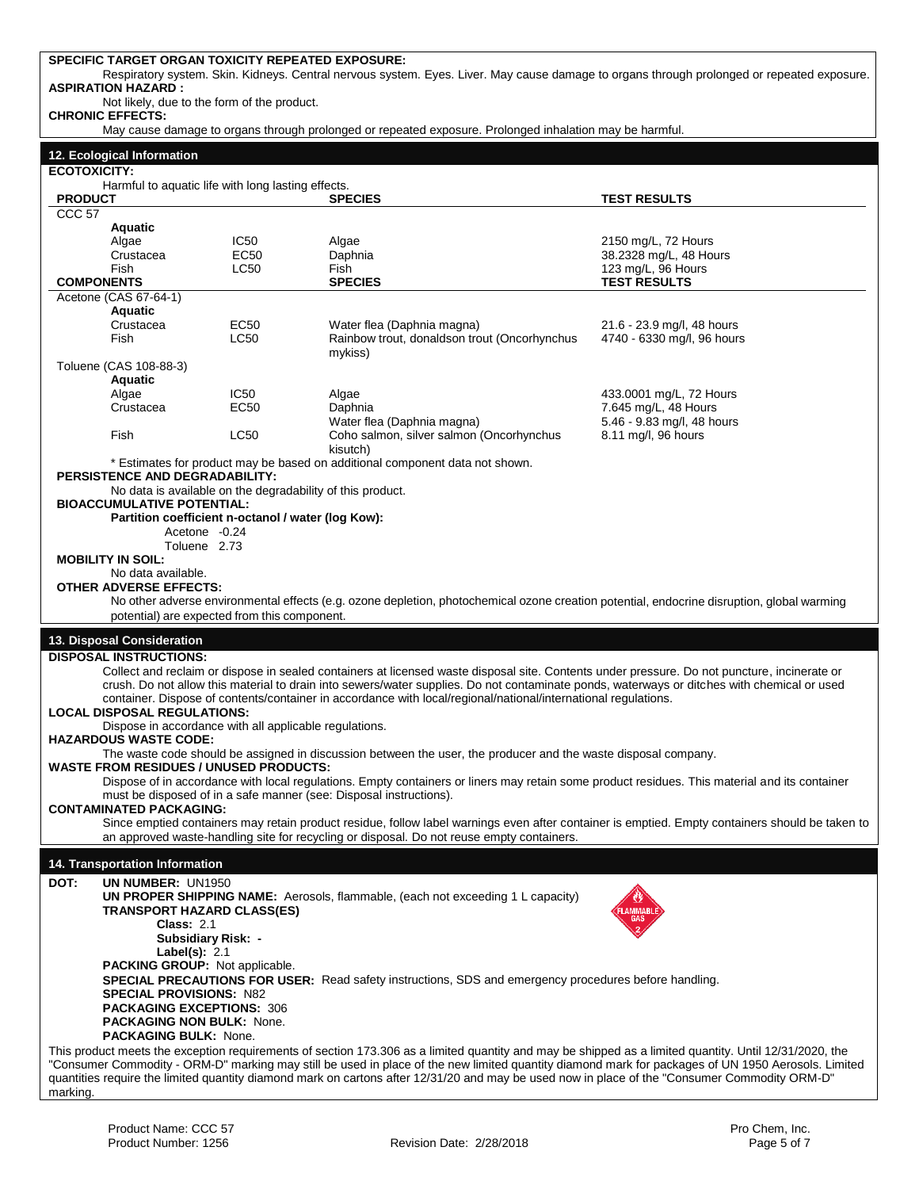**SPECIFIC TARGET ORGAN TOXICITY REPEATED EXPOSURE:**

Respiratory system. Skin. Kidneys. Central nervous system. Eyes. Liver. May cause damage to organs through prolonged or repeated exposure.

**ASPIRATION HAZARD :**

Not likely, due to the form of the product.

**CHRONIC EFFECTS:**

May cause damage to organs through prolonged or repeated exposure. Prolonged inhalation may be harmful.

## 12. Ecological Information

**ECOTOXICITY:**

Harmful to aquatic life with long lasting effects.

| PRODUCT | | SPECIES | TEST RESULTS |
|---|---|---|---|
| CCC 57 | | | |
| **Aquatic** | | | |
| Algae | IC50 | Algae | 2150 mg/L, 72 Hours |
| Crustacea | EC50 | Daphnia | 38.2328 mg/L, 48 Hours |
| Fish | LC50 | Fish | 123 mg/L, 96 Hours |
| **COMPONENTS** | | **SPECIES** | **TEST RESULTS** |
| Acetone (CAS 67-64-1) | | | |
| **Aquatic** | | | |
| Crustacea | EC50 | Water flea (Daphnia magna) | 21.6 - 23.9 mg/l, 48 hours |
| Fish | LC50 | Rainbow trout, donaldson trout (Oncorhynchus mykiss) | 4740 - 6330 mg/l, 96 hours |
| Toluene (CAS 108-88-3) | | | |
| **Aquatic** | | | |
| Algae | IC50 | Algae | 433.0001 mg/L, 72 Hours |
| Crustacea | EC50 | Daphnia | 7.645 mg/L, 48 Hours |
| | | Water flea (Daphnia magna) | 5.46 - 9.83 mg/l, 48 hours |
| Fish | LC50 | Coho salmon, silver salmon (Oncorhynchus kisutch) | 8.11 mg/l, 96 hours |

* Estimates for product may be based on additional component data not shown.

**PERSISTENCE AND DEGRADABILITY:**

No data is available on the degradability of this product.

**BIOACCUMULATIVE POTENTIAL:**

**Partition coefficient n-octanol / water (log Kow):**

Acetone -0.24
Toluene 2.73

**MOBILITY IN SOIL:**

No data available.

**OTHER ADVERSE EFFECTS:**

No other adverse environmental effects (e.g. ozone depletion, photochemical ozone creation potential, endocrine disruption, global warming potential) are expected from this component.

## 13. Disposal Consideration

**DISPOSAL INSTRUCTIONS:**

Collect and reclaim or dispose in sealed containers at licensed waste disposal site. Contents under pressure. Do not puncture, incinerate or crush. Do not allow this material to drain into sewers/water supplies. Do not contaminate ponds, waterways or ditches with chemical or used container. Dispose of contents/container in accordance with local/regional/national/international regulations.

**LOCAL DISPOSAL REGULATIONS:**

Dispose in accordance with all applicable regulations.

**HAZARDOUS WASTE CODE:**

The waste code should be assigned in discussion between the user, the producer and the waste disposal company.

**WASTE FROM RESIDUES / UNUSED PRODUCTS:**

Dispose of in accordance with local regulations. Empty containers or liners may retain some product residues. This material and its container must be disposed of in a safe manner (see: Disposal instructions).

**CONTAMINATED PACKAGING:**

Since emptied containers may retain product residue, follow label warnings even after container is emptied. Empty containers should be taken to an approved waste-handling site for recycling or disposal. Do not reuse empty containers.

## 14. Transportation Information

**DOT:** **UN NUMBER:** UN1950

**UN PROPER SHIPPING NAME:** Aerosols, flammable, (each not exceeding 1 L capacity)

**TRANSPORT HAZARD CLASS(ES)**

**Class:** 2.1
**Subsidiary Risk:** -
**Label(s):** 2.1

**PACKING GROUP:** Not applicable.

**SPECIAL PRECAUTIONS FOR USER:** Read safety instructions, SDS and emergency procedures before handling.

**SPECIAL PROVISIONS:** N82

**PACKAGING EXCEPTIONS:** 306

**PACKAGING NON BULK:** None.

**PACKAGING BULK:** None.

This product meets the exception requirements of section 173.306 as a limited quantity and may be shipped as a limited quantity. Until 12/31/2020, the "Consumer Commodity - ORM-D" marking may still be used in place of the new limited quantity diamond mark for packages of UN 1950 Aerosols. Limited quantities require the limited quantity diamond mark on cartons after 12/31/20 and may be used now in place of the "Consumer Commodity ORM-D" marking.

Product Name: CCC 57
Product Number: 1256
Revision Date: 2/28/2018
Pro Chem, Inc.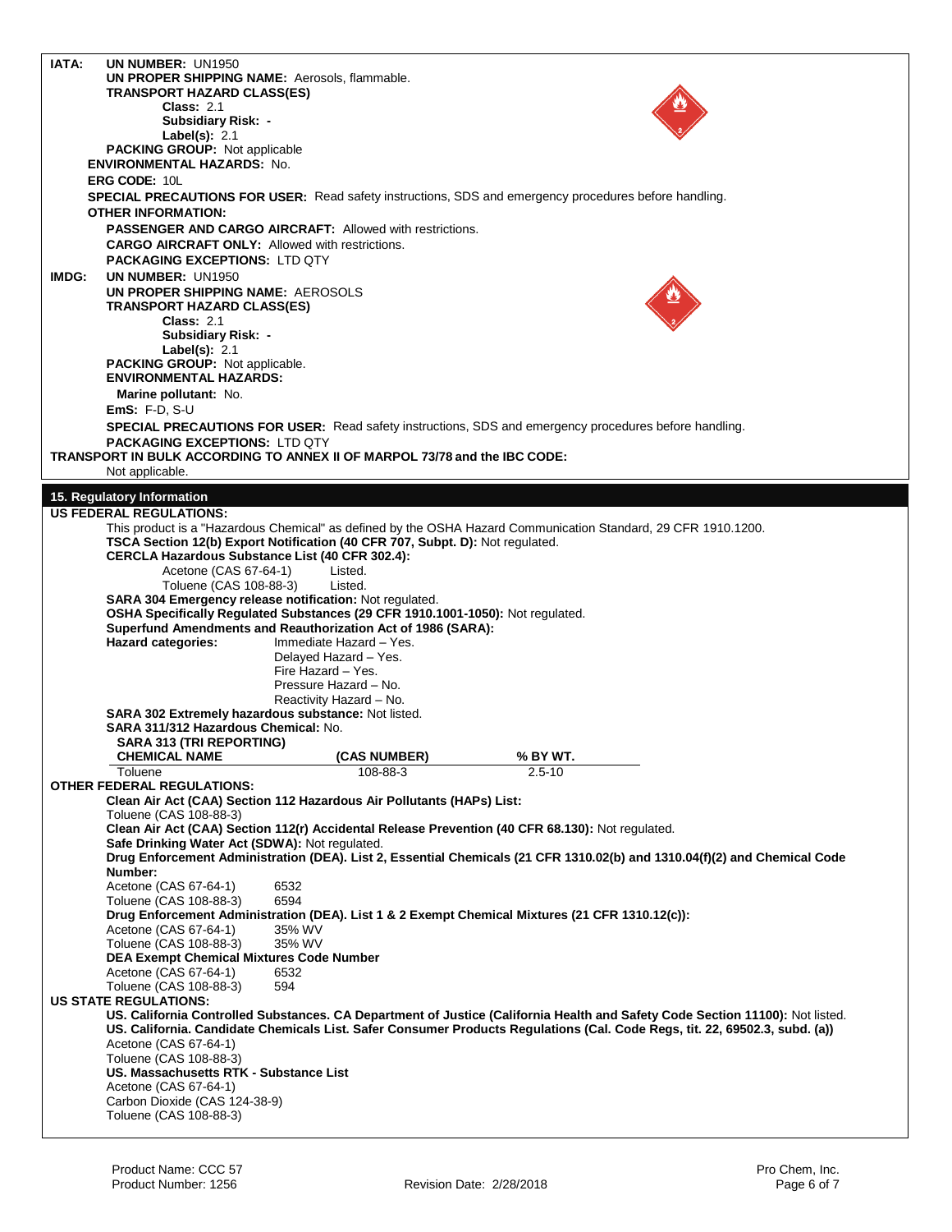**IATA:** **UN NUMBER:** UN1950

**UN PROPER SHIPPING NAME:** Aerosols, flammable.

**TRANSPORT HAZARD CLASS(ES)**

- **Class:** 2.1
- **Subsidiary Risk:** -
- **Label(s):** 2.1

**PACKING GROUP:** Not applicable

**ENVIRONMENTAL HAZARDS:** No.

**ERG CODE:** 10L

**SPECIAL PRECAUTIONS FOR USER:** Read safety instructions, SDS and emergency procedures before handling.

**OTHER INFORMATION:**

**PASSENGER AND CARGO AIRCRAFT:** Allowed with restrictions.

**CARGO AIRCRAFT ONLY:** Allowed with restrictions.

**PACKAGING EXCEPTIONS:** LTD QTY

**IMDG:** **UN NUMBER:** UN1950

**UN PROPER SHIPPING NAME:** AEROSOLS

**TRANSPORT HAZARD CLASS(ES)**

- **Class:** 2.1
- **Subsidiary Risk:** -
- **Label(s):** 2.1

**PACKING GROUP:** Not applicable.

**ENVIRONMENTAL HAZARDS:**

**Marine pollutant:** No.

**EmS:** F-D, S-U

**SPECIAL PRECAUTIONS FOR USER:** Read safety instructions, SDS and emergency procedures before handling.

**PACKAGING EXCEPTIONS:** LTD QTY

**TRANSPORT IN BULK ACCORDING TO ANNEX II OF MARPOL 73/78 and the IBC CODE:**

Not applicable.

## 15. Regulatory Information

**US FEDERAL REGULATIONS:**

This product is a "Hazardous Chemical" as defined by the OSHA Hazard Communication Standard, 29 CFR 1910.1200.

**TSCA Section 12(b) Export Notification (40 CFR 707, Subpt. D):** Not regulated.

**CERCLA Hazardous Substance List (40 CFR 302.4):**

- Acetone (CAS 67-64-1) Listed.
- Toluene (CAS 108-88-3) Listed.

**SARA 304 Emergency release notification:** Not regulated.

**OSHA Specifically Regulated Substances (29 CFR 1910.1001-1050):** Not regulated.

**Superfund Amendments and Reauthorization Act of 1986 (SARA):**

**Hazard categories:**

- Immediate Hazard – Yes.
- Delayed Hazard – Yes.
- Fire Hazard – Yes.
- Pressure Hazard – No.
- Reactivity Hazard – No.

**SARA 302 Extremely hazardous substance:** Not listed.

**SARA 311/312 Hazardous Chemical:** No.

**SARA 313 (TRI REPORTING)**

| CHEMICAL NAME | (CAS NUMBER) | % BY WT. |
|---|---|---|
| Toluene | 108-88-3 | 2.5-10 |

**OTHER FEDERAL REGULATIONS:**

**Clean Air Act (CAA) Section 112 Hazardous Air Pollutants (HAPs) List:**

Toluene (CAS 108-88-3)

**Clean Air Act (CAA) Section 112(r) Accidental Release Prevention (40 CFR 68.130):** Not regulated.

**Safe Drinking Water Act (SDWA):** Not regulated.

**Drug Enforcement Administration (DEA). List 2, Essential Chemicals (21 CFR 1310.02(b) and 1310.04(f)(2) and Chemical Code Number:**

- Acetone (CAS 67-64-1) 6532
- Toluene (CAS 108-88-3) 6594

**Drug Enforcement Administration (DEA). List 1 & 2 Exempt Chemical Mixtures (21 CFR 1310.12(c)):**

- Acetone (CAS 67-64-1) 35% WV
- Toluene (CAS 108-88-3) 35% WV

**DEA Exempt Chemical Mixtures Code Number**

- Acetone (CAS 67-64-1) 6532
- Toluene (CAS 108-88-3) 594

**US STATE REGULATIONS:**

**US. California Controlled Substances. CA Department of Justice (California Health and Safety Code Section 11100):** Not listed.

**US. California. Candidate Chemicals List. Safer Consumer Products Regulations (Cal. Code Regs, tit. 22, 69502.3, subd. (a))**

- Acetone (CAS 67-64-1)
- Toluene (CAS 108-88-3)

**US. Massachusetts RTK - Substance List**

- Acetone (CAS 67-64-1)
- Carbon Dioxide (CAS 124-38-9)
- Toluene (CAS 108-88-3)

Product Name: CCC 57
Product Number: 1256
Revision Date: 2/28/2018
Pro Chem, Inc.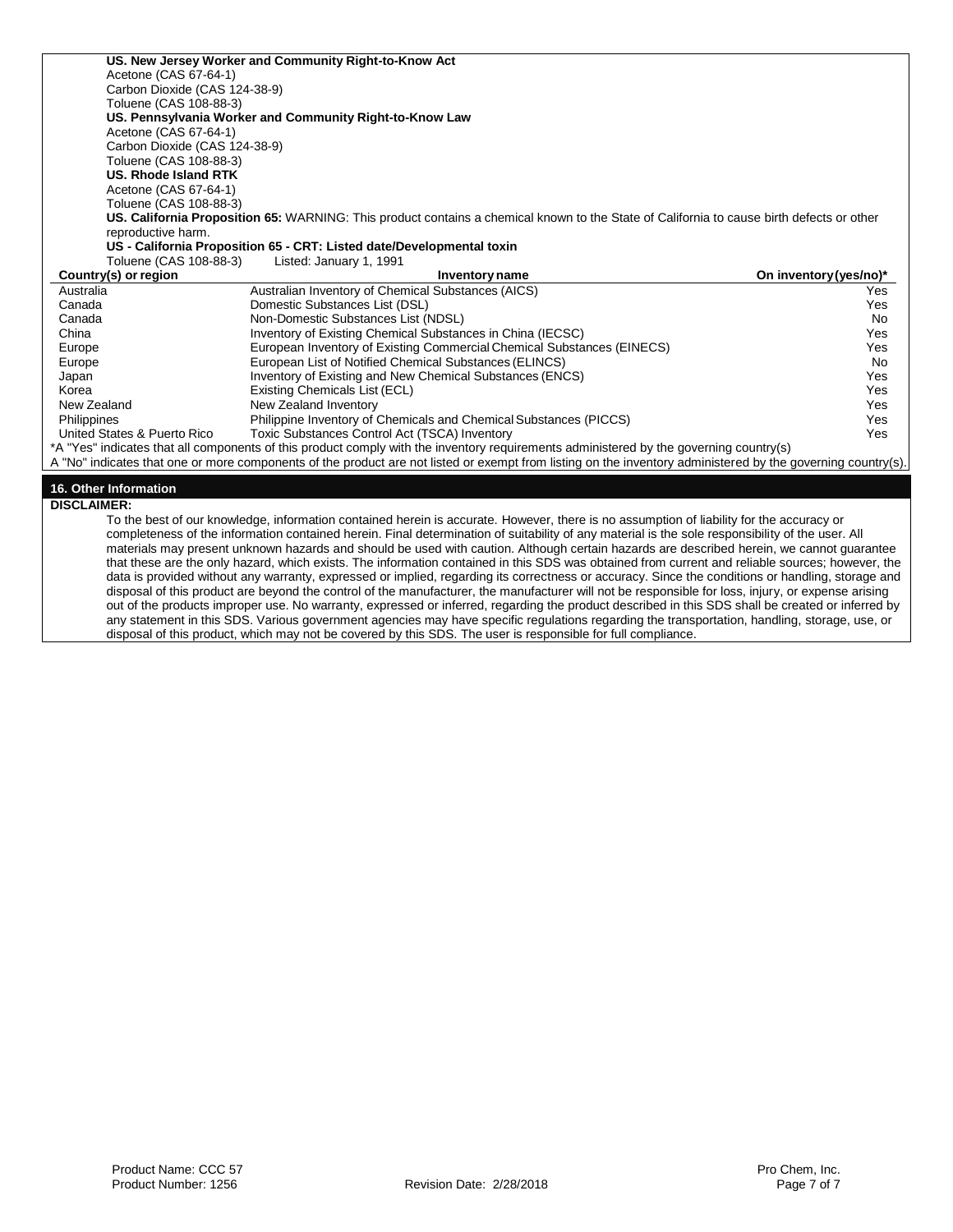**US. New Jersey Worker and Community Right-to-Know Act**

Acetone (CAS 67-64-1)

Carbon Dioxide (CAS 124-38-9)

Toluene (CAS 108-88-3)

**US. Pennsylvania Worker and Community Right-to-Know Law**

Acetone (CAS 67-64-1)

Carbon Dioxide (CAS 124-38-9)

Toluene (CAS 108-88-3)

**US. Rhode Island RTK**

Acetone (CAS 67-64-1)

Toluene (CAS 108-88-3)

**US. California Proposition 65:** WARNING: This product contains a chemical known to the State of California to cause birth defects or other reproductive harm.

**US - California Proposition 65 - CRT: Listed date/Developmental toxin**

Toluene (CAS 108-88-3) Listed: January 1, 1991

| Country(s) or region | Inventory name | On inventory (yes/no)* |
|---|---|---|
| Australia | Australian Inventory of Chemical Substances (AICS) | Yes |
| Canada | Domestic Substances List (DSL) | Yes |
| Canada | Non-Domestic Substances List (NDSL) | No |
| China | Inventory of Existing Chemical Substances in China (IECSC) | Yes |
| Europe | European Inventory of Existing Commercial Chemical Substances (EINECS) | Yes |
| Europe | European List of Notified Chemical Substances (ELINCS) | No |
| Japan | Inventory of Existing and New Chemical Substances (ENCS) | Yes |
| Korea | Existing Chemicals List (ECL) | Yes |
| New Zealand | New Zealand Inventory | Yes |
| Philippines | Philippine Inventory of Chemicals and Chemical Substances (PICCS) | Yes |
| United States & Puerto Rico | Toxic Substances Control Act (TSCA) Inventory | Yes |

*A "Yes" indicates that all components of this product comply with the inventory requirements administered by the governing country(s)

A "No" indicates that one or more components of the product are not listed or exempt from listing on the inventory administered by the governing country(s).

## 16. Other Information

**DISCLAIMER:**

To the best of our knowledge, information contained herein is accurate. However, there is no assumption of liability for the accuracy or completeness of the information contained herein. Final determination of suitability of any material is the sole responsibility of the user. All materials may present unknown hazards and should be used with caution. Although certain hazards are described herein, we cannot guarantee that these are the only hazard, which exists. The information contained in this SDS was obtained from current and reliable sources; however, the data is provided without any warranty, expressed or implied, regarding its correctness or accuracy. Since the conditions or handling, storage and disposal of this product are beyond the control of the manufacturer, the manufacturer will not be responsible for loss, injury, or expense arising out of the products improper use. No warranty, expressed or inferred, regarding the product described in this SDS shall be created or inferred by any statement in this SDS. Various government agencies may have specific regulations regarding the transportation, handling, storage, use, or disposal of this product, which may not be covered by this SDS. The user is responsible for full compliance.